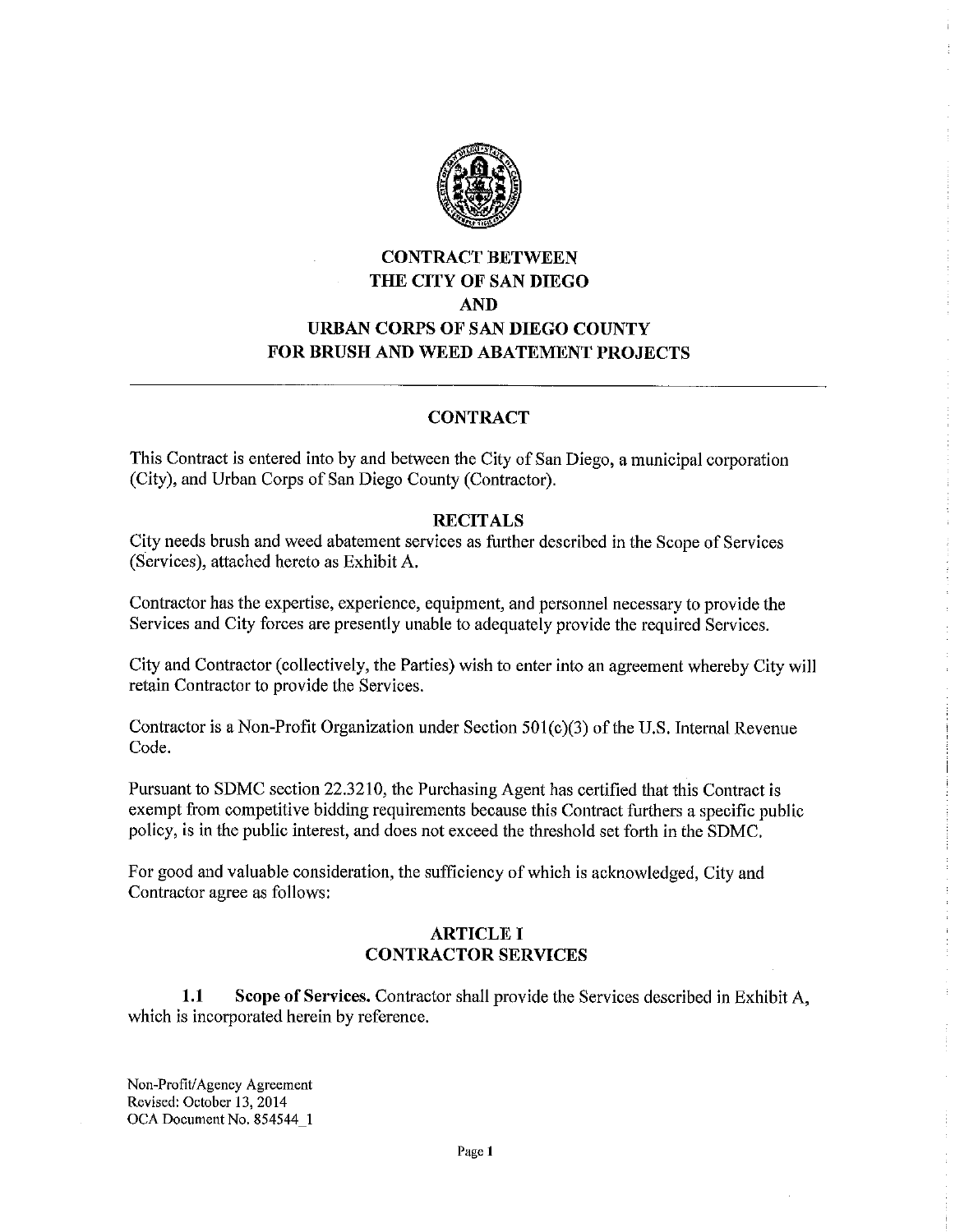# CONTRACT BETWEEN THE CITY OF SAN DIEGO AND URBAN CORPS OF SAN DIEGO COUNTY FOR BRUSH AND WEED ABATEMENT PROJECTS

---

## CONTRACT

This Contract is entered into by and between the City of San Diego, a municipal corporation (City), and Urban Corps of San Diego County (Contractor).

### RECITALS

City needs brush and weed abatement services as further described in the Scope of Services (Services), attached hereto as Exhibit A.

Contractor has the expertise, experience, equipment, and personnel necessary to provide the Services and City forces are presently unable to adequately provide the required Services.

City and Contractor (collectively, the Parties) wish to enter into an agreement whereby City will retain Contractor to provide the Services.

Contractor is a Non-Profit Organization under Section 501(c)(3) of the U.S. Internal Revenue Code.

Pursuant to SDMC section 22.3210, the Purchasing Agent has certified that this Contract is exempt from competitive bidding requirements because this Contract furthers a specific public policy, is in the public interest, and does not exceed the threshold set forth in the SDMC.

For good and valuable consideration, the sufficiency of which is acknowledged, City and Contractor agree as follows:

## ARTICLE I
## CONTRACTOR SERVICES

**1.1 Scope of Services.** Contractor shall provide the Services described in Exhibit A, which is incorporated herein by reference.

Non-Profit/Agency Agreement
Revised: October 13, 2014
OCA Document No. 854544_1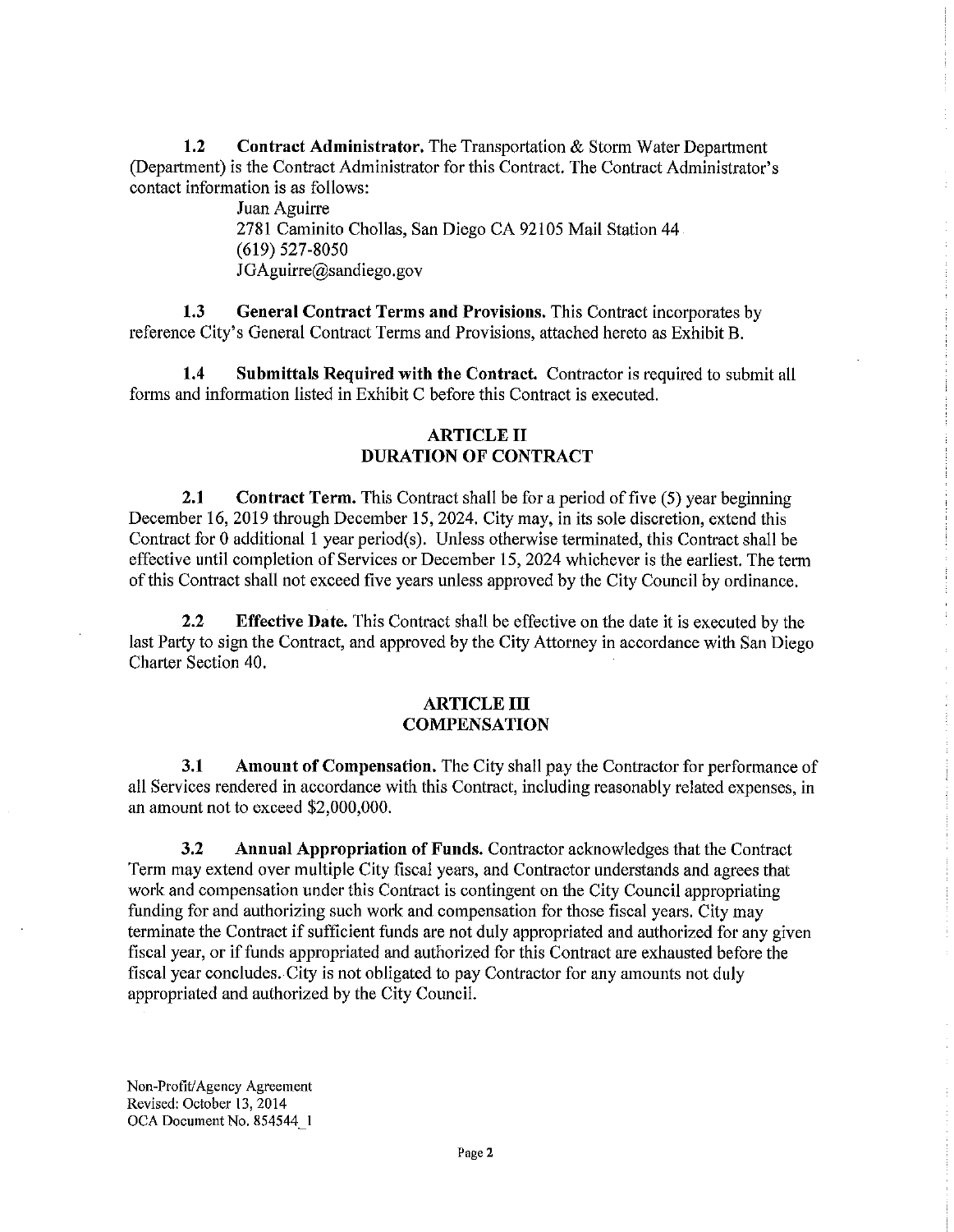**1.2 Contract Administrator.** The Transportation & Storm Water Department (Department) is the Contract Administrator for this Contract. The Contract Administrator's contact information is as follows:

Juan Aguirre
2781 Caminito Chollas, San Diego CA 92105 Mail Station 44
(619) 527-8050
JGAguirre@sandiego.gov

**1.3 General Contract Terms and Provisions.** This Contract incorporates by reference City's General Contract Terms and Provisions, attached hereto as Exhibit B.

**1.4 Submittals Required with the Contract.** Contractor is required to submit all forms and information listed in Exhibit C before this Contract is executed.

## ARTICLE II
## DURATION OF CONTRACT

**2.1 Contract Term.** This Contract shall be for a period of five (5) year beginning December 16, 2019 through December 15, 2024. City may, in its sole discretion, extend this Contract for 0 additional 1 year period(s). Unless otherwise terminated, this Contract shall be effective until completion of Services or December 15, 2024 whichever is the earliest. The term of this Contract shall not exceed five years unless approved by the City Council by ordinance.

**2.2 Effective Date.** This Contract shall be effective on the date it is executed by the last Party to sign the Contract, and approved by the City Attorney in accordance with San Diego Charter Section 40.

## ARTICLE III
## COMPENSATION

**3.1 Amount of Compensation.** The City shall pay the Contractor for performance of all Services rendered in accordance with this Contract, including reasonably related expenses, in an amount not to exceed $2,000,000.

**3.2 Annual Appropriation of Funds.** Contractor acknowledges that the Contract Term may extend over multiple City fiscal years, and Contractor understands and agrees that work and compensation under this Contract is contingent on the City Council appropriating funding for and authorizing such work and compensation for those fiscal years. City may terminate the Contract if sufficient funds are not duly appropriated and authorized for any given fiscal year, or if funds appropriated and authorized for this Contract are exhausted before the fiscal year concludes. City is not obligated to pay Contractor for any amounts not duly appropriated and authorized by the City Council.

Non-Profit/Agency Agreement
Revised: October 13, 2014
OCA Document No. 854544_1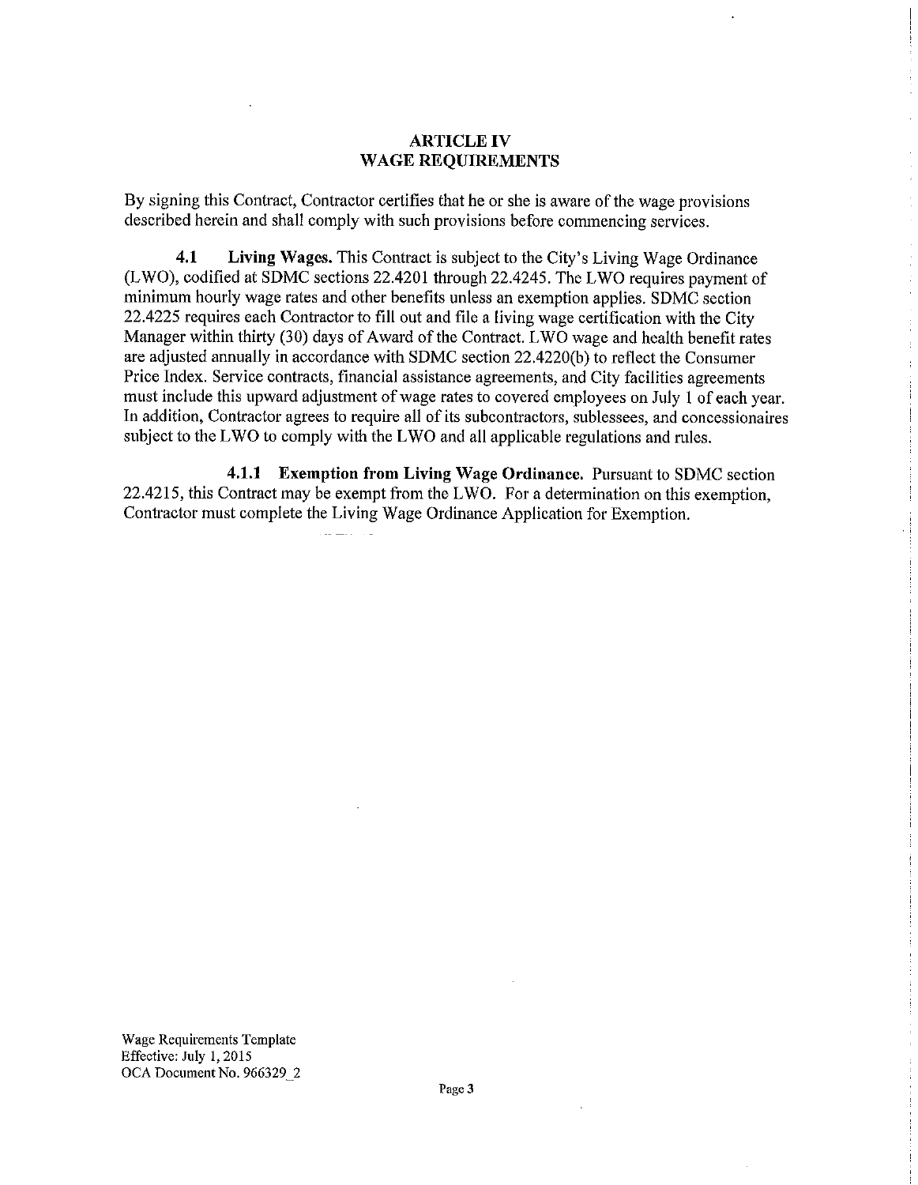## ARTICLE IV
## WAGE REQUIREMENTS

By signing this Contract, Contractor certifies that he or she is aware of the wage provisions described herein and shall comply with such provisions before commencing services.

**4.1 Living Wages.** This Contract is subject to the City's Living Wage Ordinance (LWO), codified at SDMC sections 22.4201 through 22.4245. The LWO requires payment of minimum hourly wage rates and other benefits unless an exemption applies. SDMC section 22.4225 requires each Contractor to fill out and file a living wage certification with the City Manager within thirty (30) days of Award of the Contract. LWO wage and health benefit rates are adjusted annually in accordance with SDMC section 22.4220(b) to reflect the Consumer Price Index. Service contracts, financial assistance agreements, and City facilities agreements must include this upward adjustment of wage rates to covered employees on July 1 of each year. In addition, Contractor agrees to require all of its subcontractors, sublessees, and concessionaires subject to the LWO to comply with the LWO and all applicable regulations and rules.

**4.1.1 Exemption from Living Wage Ordinance.** Pursuant to SDMC section 22.4215, this Contract may be exempt from the LWO. For a determination on this exemption, Contractor must complete the Living Wage Ordinance Application for Exemption.

Wage Requirements Template
Effective: July 1, 2015
OCA Document No. 966329_2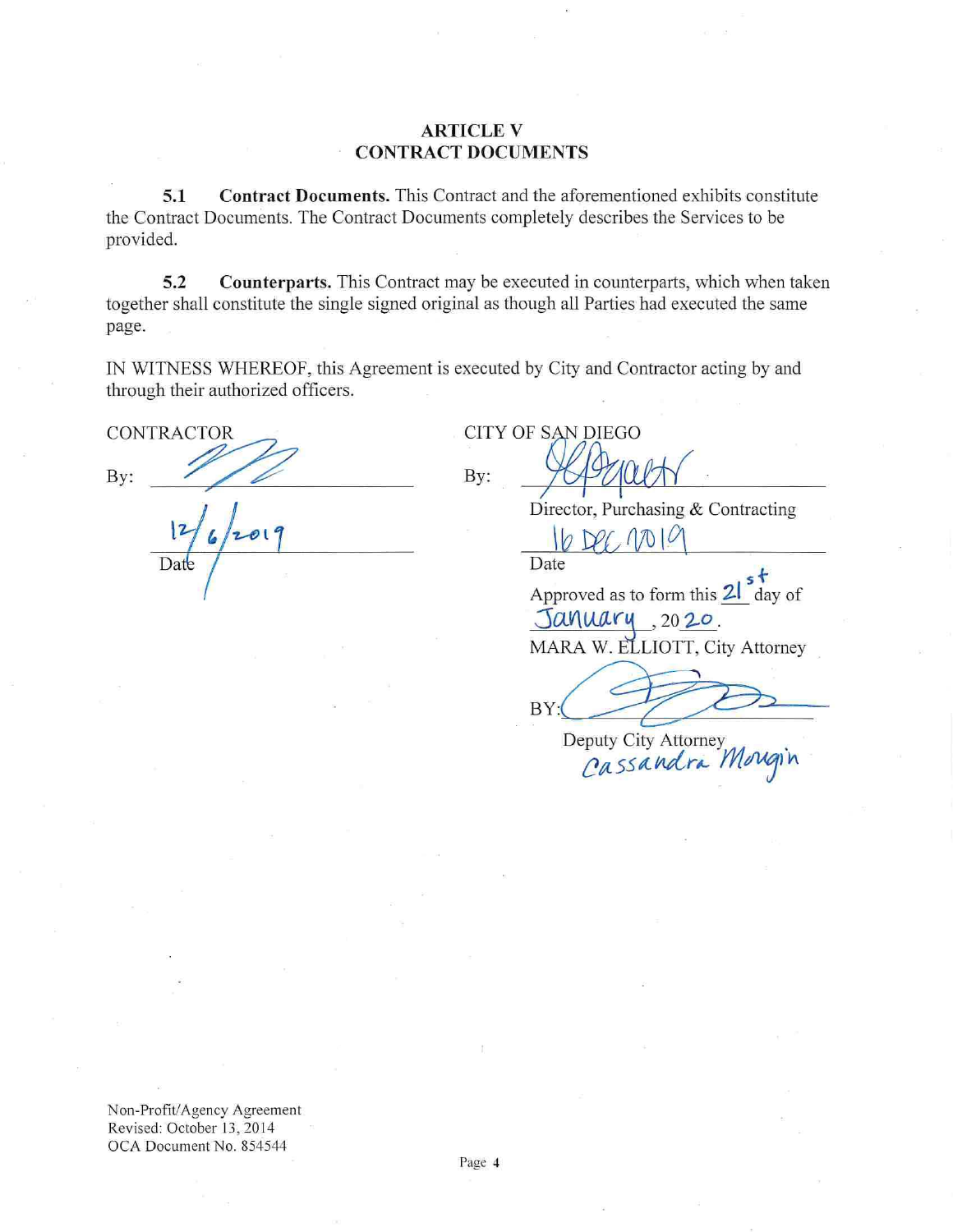## ARTICLE V
## CONTRACT DOCUMENTS

**5.1 Contract Documents.** This Contract and the aforementioned exhibits constitute the Contract Documents. The Contract Documents completely describes the Services to be provided.

**5.2 Counterparts.** This Contract may be executed in counterparts, which when taken together shall constitute the single signed original as though all Parties had executed the same page.

IN WITNESS WHEREOF, this Agreement is executed by City and Contractor acting by and through their authorized officers.

CONTRACTOR

By: ______________________

12/6/2019
Date

CITY OF SAN DIEGO

By: ______________________
Director, Purchasing & Contracting

16 DEC 2019
Date

Approved as to form this 21st day of January, 2020.
MARA W. ELLIOTT, City Attorney

BY: ______________________
Deputy City Attorney
Cassandra Mougin

Non-Profit/Agency Agreement
Revised: October 13, 2014
OCA Document No. 854544